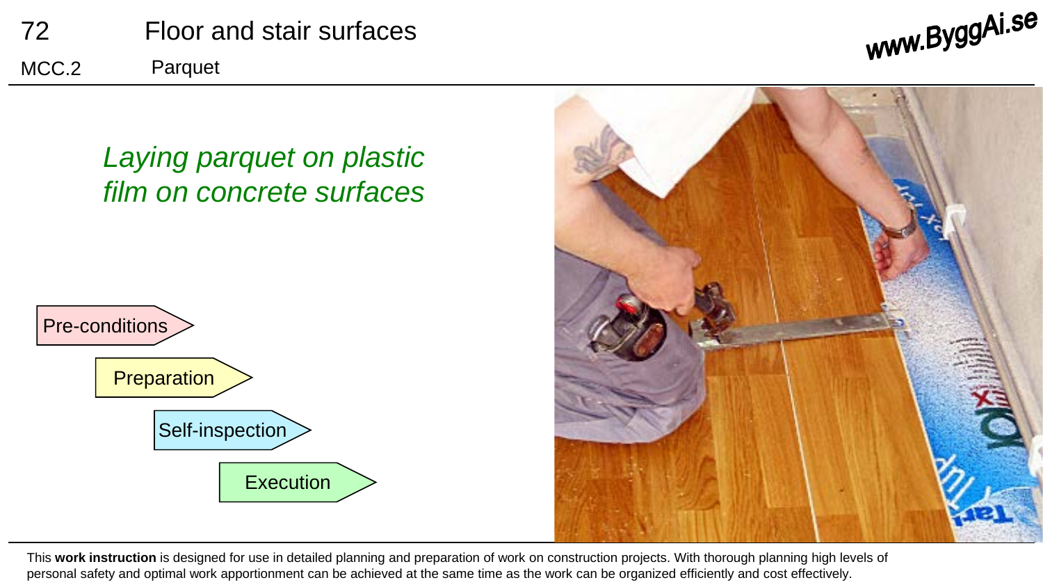72 Floor and stair surfaces

MCC.2 Parquet

# *Laying parquet on plastic film on concrete surfaces*

Pre-conditions

Preparation

Self-inspection

Execution

This **work instruction** is designed for use in detailed planning and preparation of work on construction projects. With thorough planning high levels of personal safety and optimal work apportionment can be achieved at the same time as the work can be organized efficiently and cost effectively.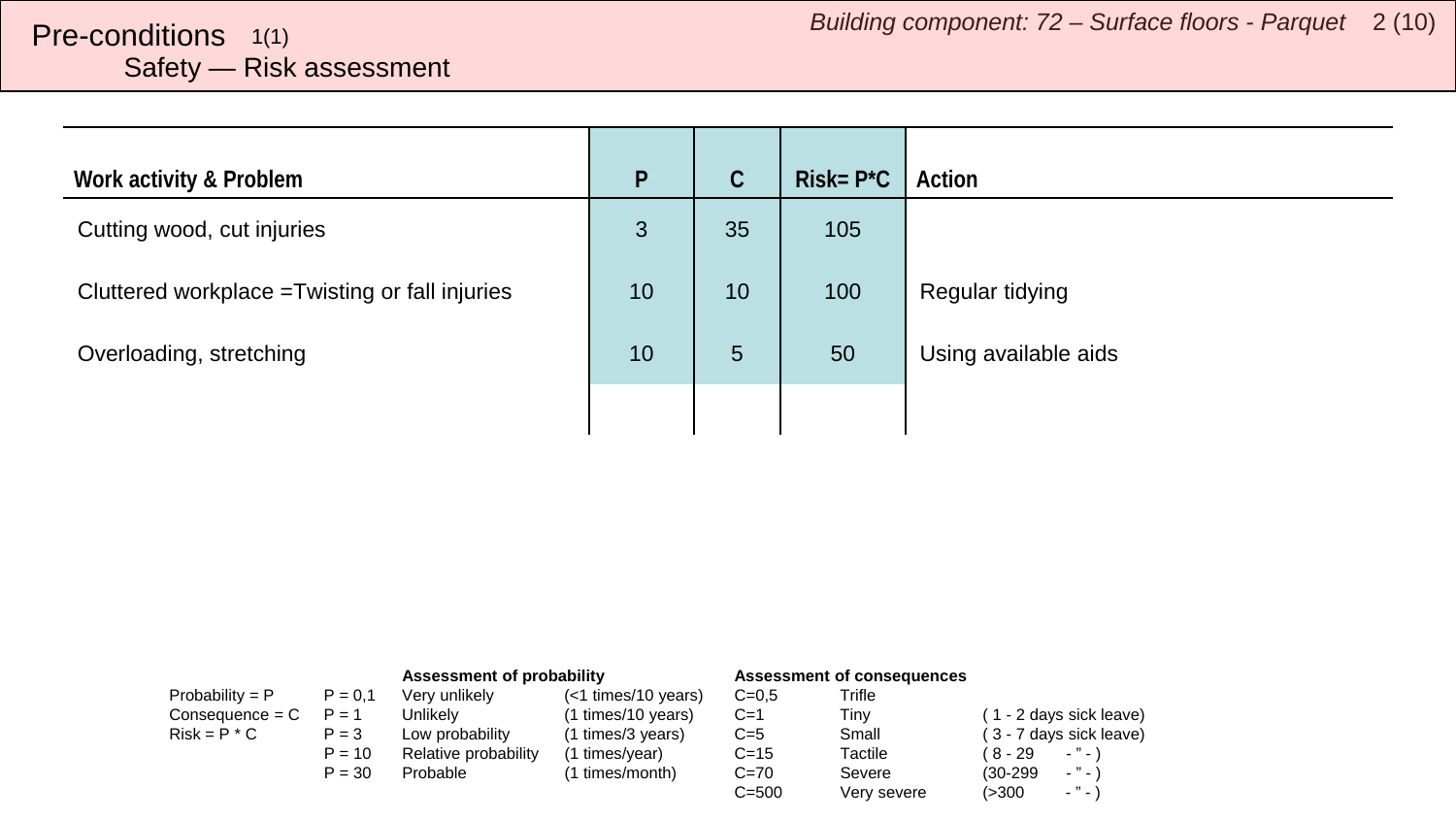# Pre-conditions 1(1)

## Safety — Risk assessment

| Work activity & Problem | P | C | Risk= P*C | Action |
|---|---|---|---|---|
| Cutting wood, cut injuries | 3 | 35 | 105 | |
| Cluttered workplace =Twisting or fall injuries | 10 | 10 | 100 | Regular tidying |
| Overloading, stretching | 10 | 5 | 50 | Using available aids |
| | | | | |

| | | Assessment of probability | | Assessment of consequences | | |
|---|---|---|---|---|---|---|
| Probability = P | P = 0,1 | Very unlikely | (<1 times/10 years) | C=0,5 | Trifle | |
| Consequence = C | P = 1 | Unlikely | (1 times/10 years) | C=1 | Tiny | ( 1 - 2 days sick leave) |
| Risk = P * C | P = 3 | Low probability | (1 times/3 years) | C=5 | Small | ( 3 - 7 days sick leave) |
| | P = 10 | Relative probability | (1 times/year) | C=15 | Tactile | ( 8 - 29 - ” - ) |
| | P = 30 | Probable | (1 times/month) | C=70 | Severe | (30-299 - ” - ) |
| | | | | C=500 | Very severe | (>300 - ” - ) |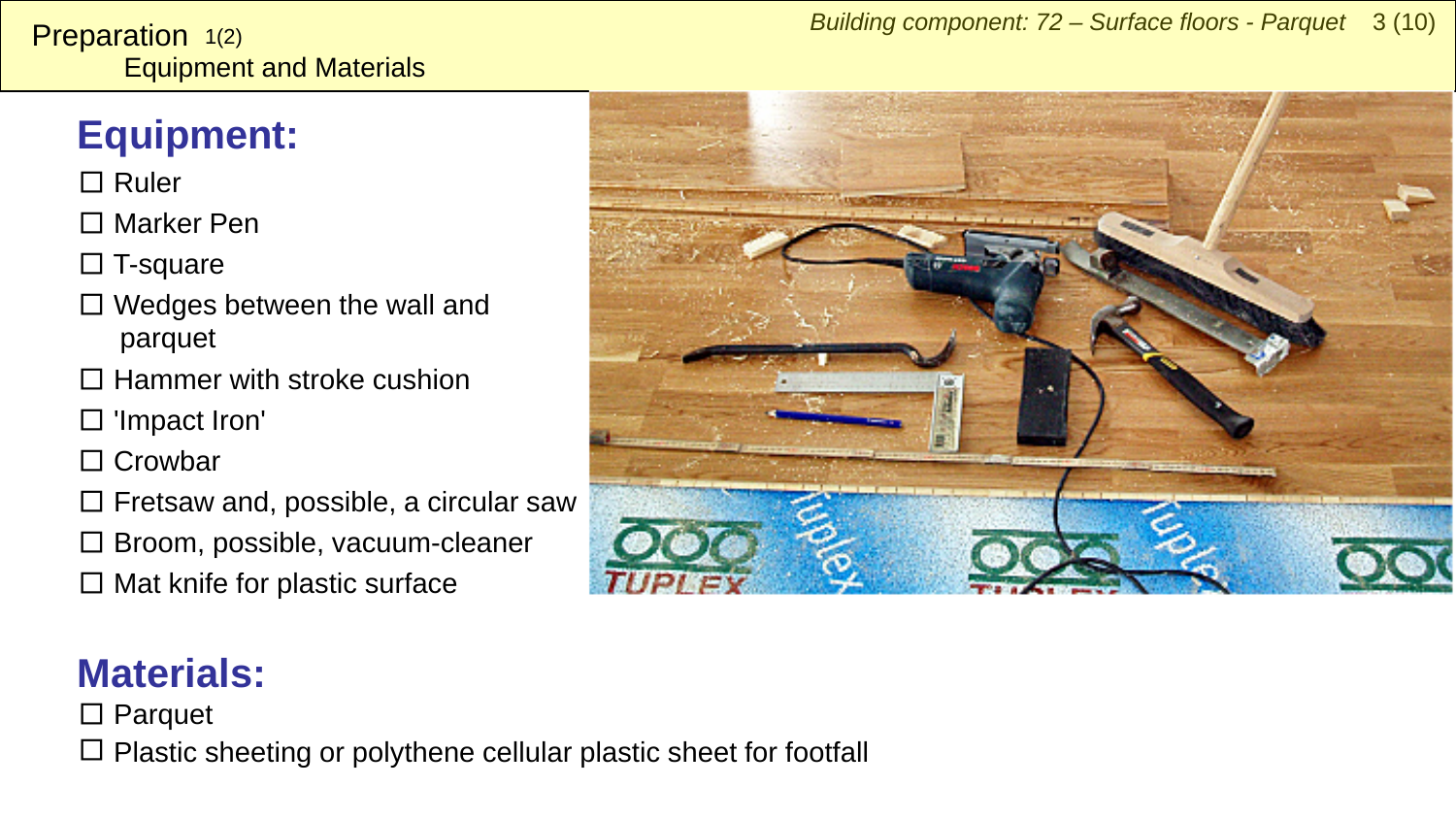Preparation 1(2)
Equipment and Materials

## Equipment:

- ☐ Ruler
- ☐ Marker Pen
- ☐ T-square
- ☐ Wedges between the wall and parquet
- ☐ Hammer with stroke cushion
- ☐ 'Impact Iron'
- ☐ Crowbar
- ☐ Fretsaw and, possible, a circular saw
- ☐ Broom, possible, vacuum-cleaner
- ☐ Mat knife for plastic surface

## Materials:

- ☐ Parquet
- ☐ Plastic sheeting or polythene cellular plastic sheet for footfall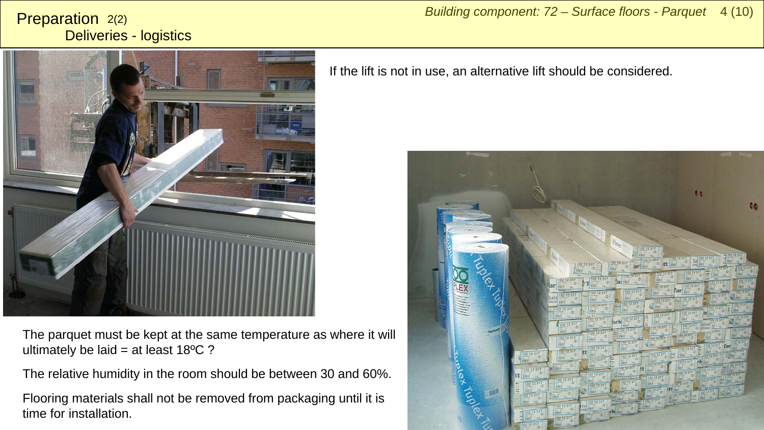# Preparation 2(2)

## Deliveries - logistics

If the lift is not in use, an alternative lift should be considered.

The parquet must be kept at the same temperature as where it will ultimately be laid = at least 18ºC ?

The relative humidity in the room should be between 30 and 60%.

Flooring materials shall not be removed from packaging until it is time for installation.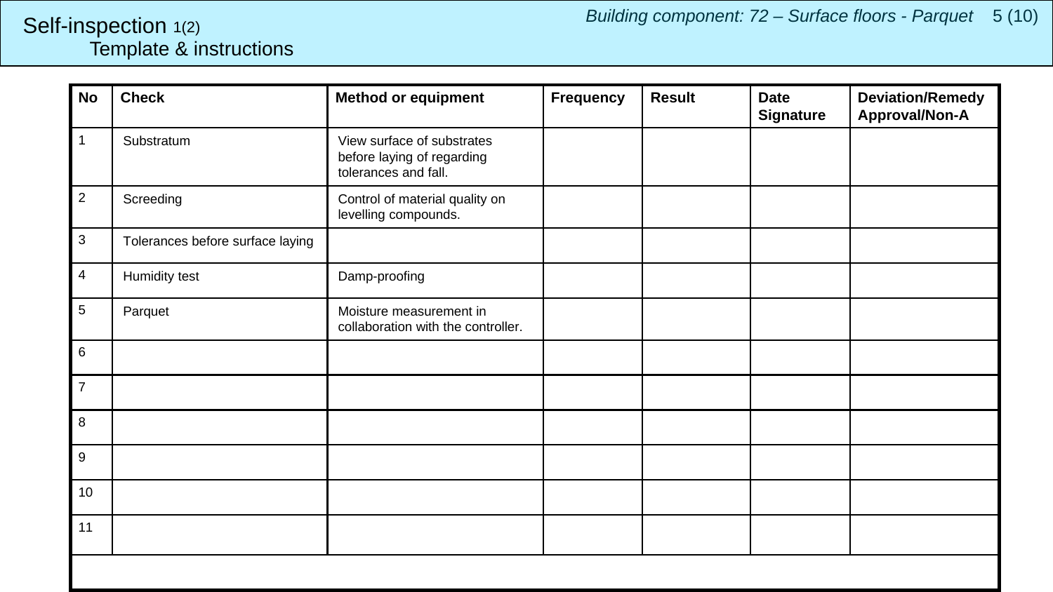# Self-inspection 1(2)

## Template & instructions

*Building component: 72 – Surface floors - Parquet*

| No | Check | Method or equipment | Frequency | Result | Date Signature | Deviation/Remedy Approval/Non-A |
|---|---|---|---|---|---|---|
| 1 | Substratum | View surface of substrates before laying of regarding tolerances and fall. | | | | |
| 2 | Screeding | Control of material quality on levelling compounds. | | | | |
| 3 | Tolerances before surface laying | | | | | |
| 4 | Humidity test | Damp-proofing | | | | |
| 5 | Parquet | Moisture measurement in collaboration with the controller. | | | | |
| 6 | | | | | | |
| 7 | | | | | | |
| 8 | | | | | | |
| 9 | | | | | | |
| 10 | | | | | | |
| 11 | | | | | | |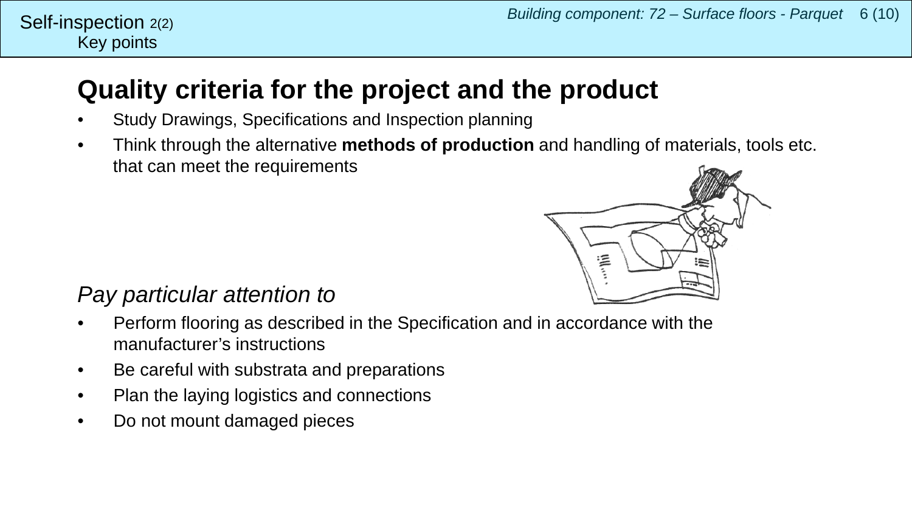Self-inspection 2(2)
Key points

# Quality criteria for the project and the product

- Study Drawings, Specifications and Inspection planning
- Think through the alternative **methods of production** and handling of materials, tools etc. that can meet the requirements

*Pay particular attention to*

- Perform flooring as described in the Specification and in accordance with the manufacturer’s instructions
- Be careful with substrata and preparations
- Plan the laying logistics and connections
- Do not mount damaged pieces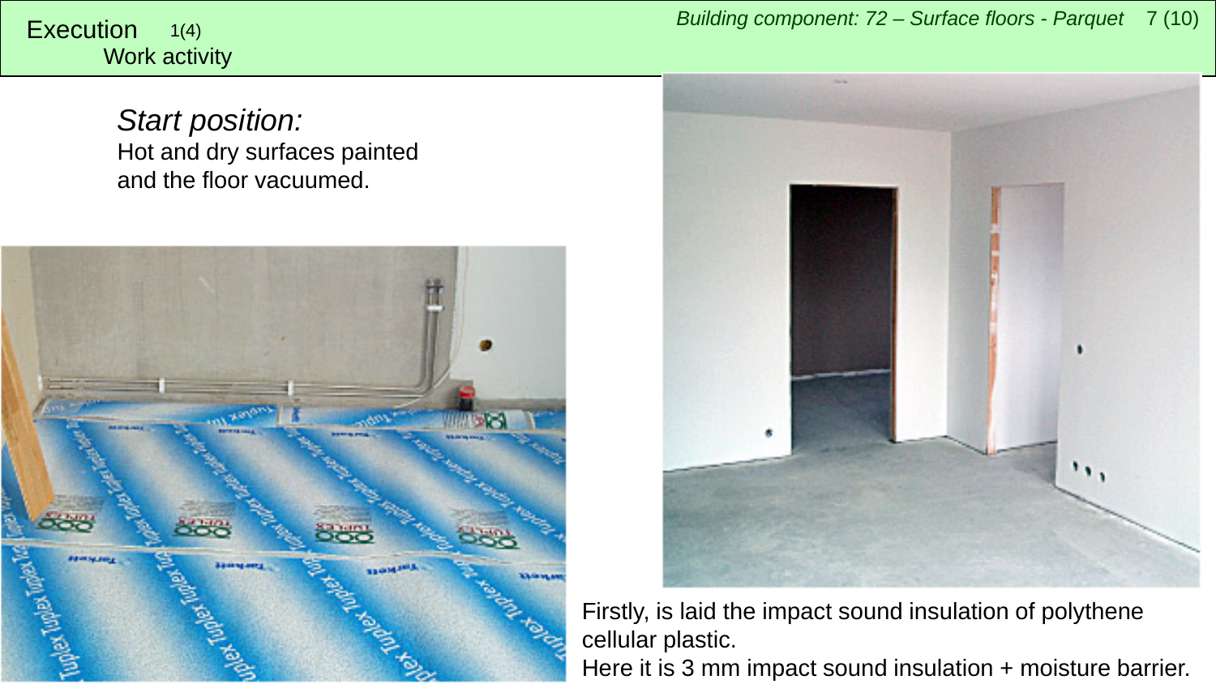# Execution 1(4)

## Work activity

*Start position:*
Hot and dry surfaces painted and the floor vacuumed.

Firstly, is laid the impact sound insulation of polythene cellular plastic.
Here it is 3 mm impact sound insulation + moisture barrier.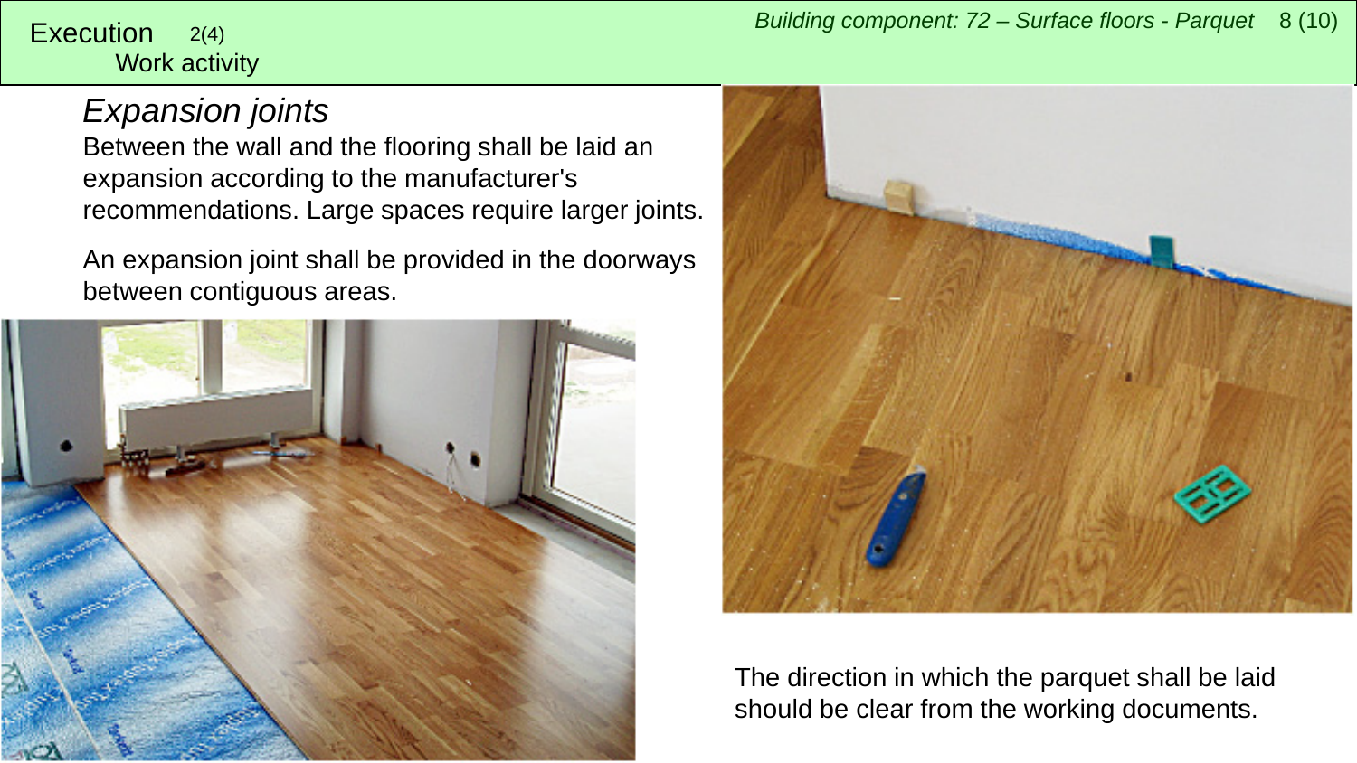# Execution 2(4)

Work activity

## *Expansion joints*

Between the wall and the flooring shall be laid an expansion according to the manufacturer's recommendations. Large spaces require larger joints.

An expansion joint shall be provided in the doorways between contiguous areas.

The direction in which the parquet shall be laid should be clear from the working documents.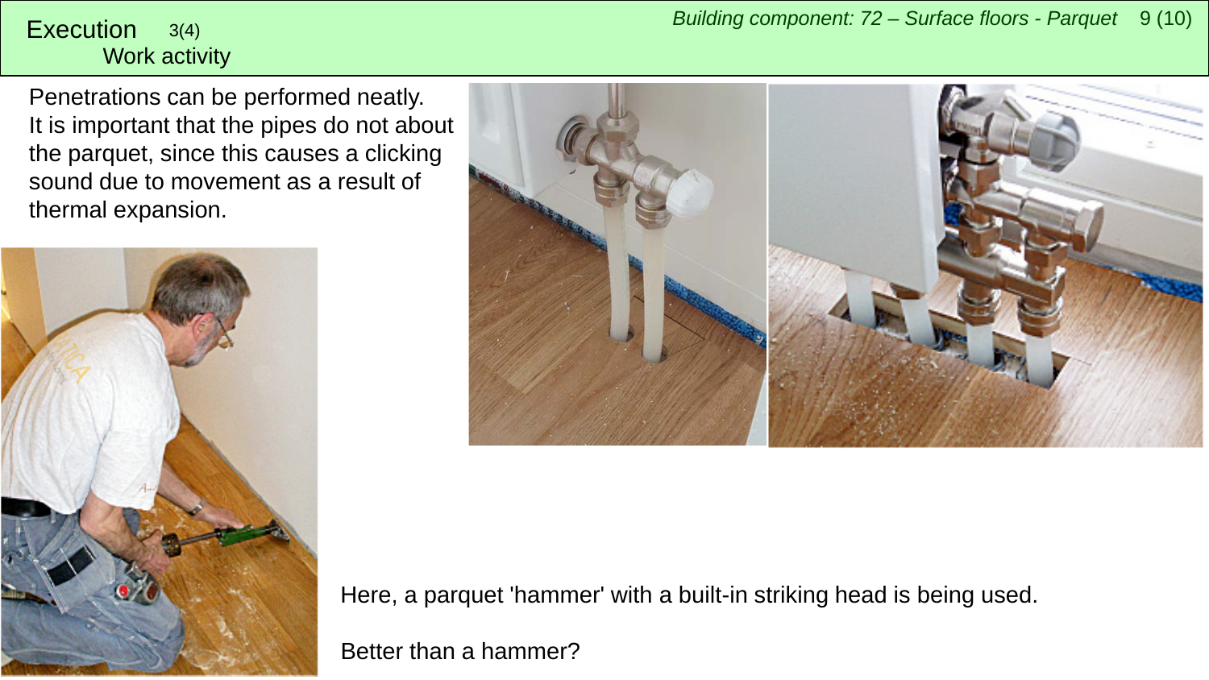# Execution 3(4)

## Work activity

Penetrations can be performed neatly.
It is important that the pipes do not about the parquet, since this causes a clicking sound due to movement as a result of thermal expansion.

Here, a parquet 'hammer' with a built-in striking head is being used.

Better than a hammer?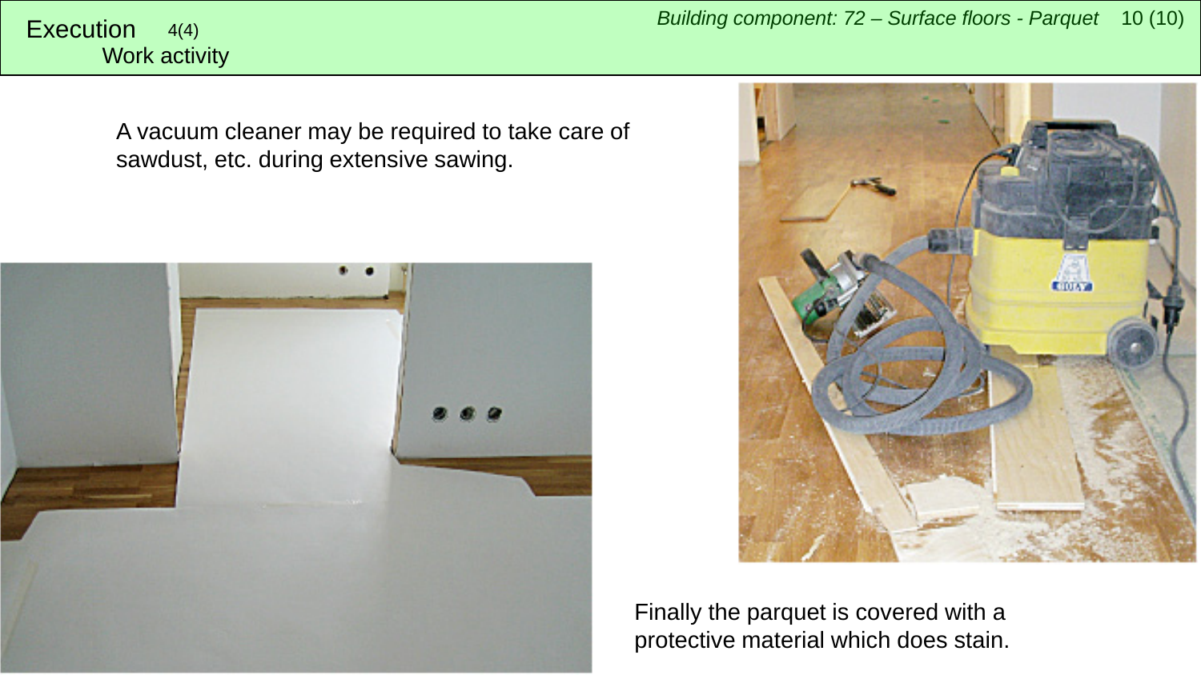# Execution 4(4)

## Work activity

A vacuum cleaner may be required to take care of sawdust, etc. during extensive sawing.

Finally the parquet is covered with a protective material which does stain.